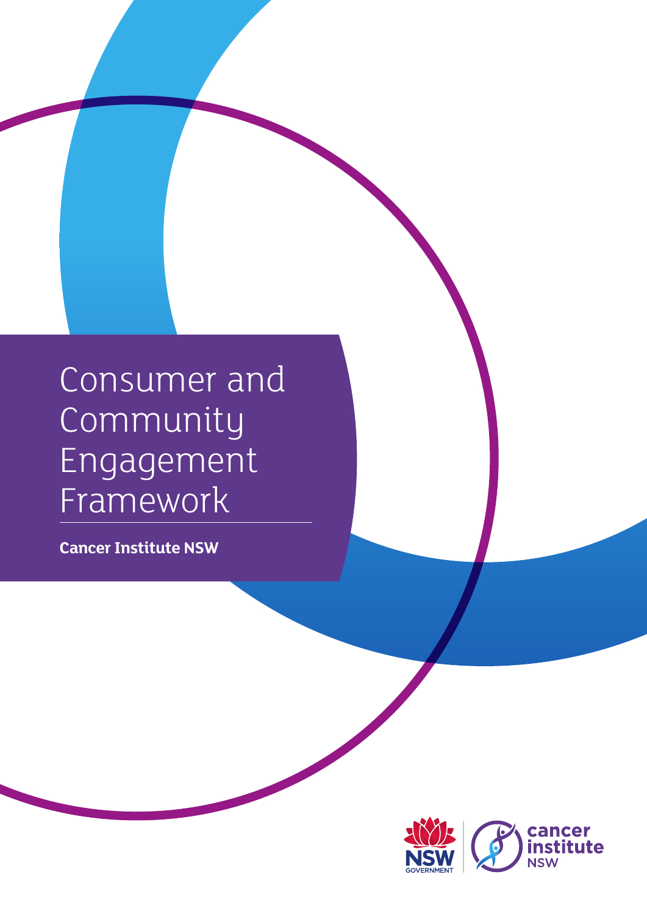# Consumer and Community Engagement Framework

**Cancer Institute NSW**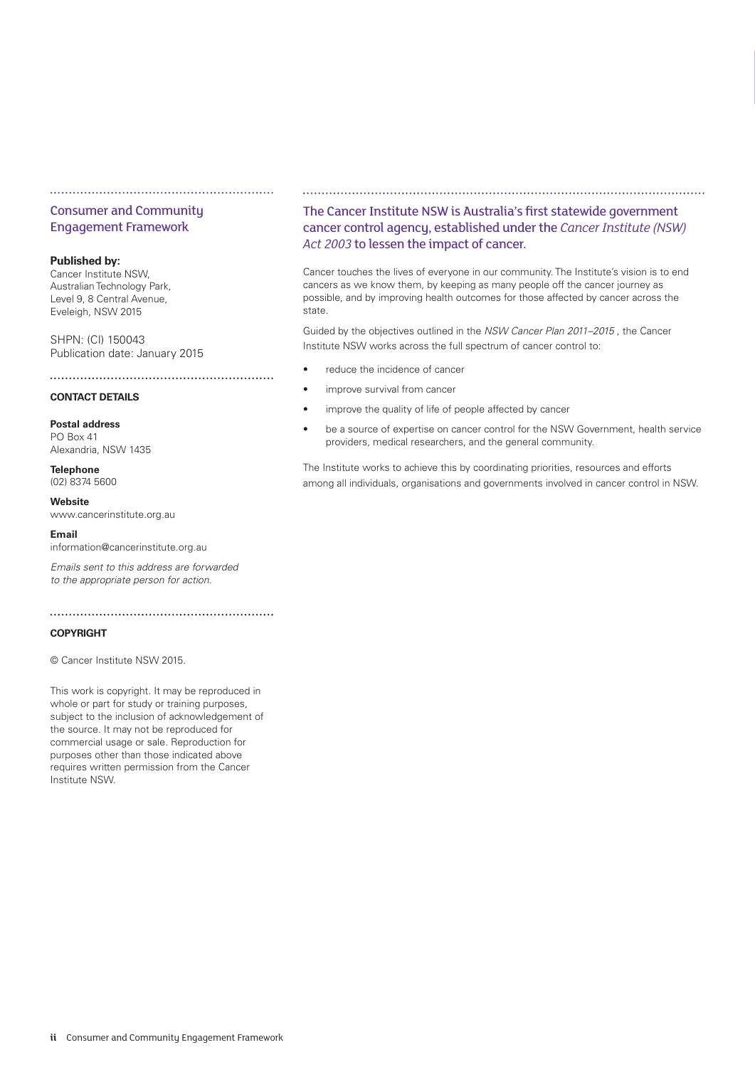## Consumer and Community Engagement Framework

**Published by:**
Cancer Institute NSW,
Australian Technology Park,
Level 9, 8 Central Avenue,
Eveleigh, NSW 2015

SHPN: (CI) 150043
Publication date: January 2015

**CONTACT DETAILS**

**Postal address**
PO Box 41
Alexandria, NSW 1435

**Telephone**
(02) 8374 5600

**Website**
www.cancerinstitute.org.au

**Email**
information@cancerinstitute.org.au

*Emails sent to this address are forwarded to the appropriate person for action.*

**COPYRIGHT**

© Cancer Institute NSW 2015.

This work is copyright. It may be reproduced in whole or part for study or training purposes, subject to the inclusion of acknowledgement of the source. It may not be reproduced for commercial usage or sale. Reproduction for purposes other than those indicated above requires written permission from the Cancer Institute NSW.

## The Cancer Institute NSW is Australia's first statewide government cancer control agency, established under the *Cancer Institute (NSW) Act 2003* to lessen the impact of cancer.

Cancer touches the lives of everyone in our community. The Institute's vision is to end cancers as we know them, by keeping as many people off the cancer journey as possible, and by improving health outcomes for those affected by cancer across the state.

Guided by the objectives outlined in the *NSW Cancer Plan 2011–2015* , the Cancer Institute NSW works across the full spectrum of cancer control to:

- reduce the incidence of cancer
- improve survival from cancer
- improve the quality of life of people affected by cancer
- be a source of expertise on cancer control for the NSW Government, health service providers, medical researchers, and the general community.

The Institute works to achieve this by coordinating priorities, resources and efforts among all individuals, organisations and governments involved in cancer control in NSW.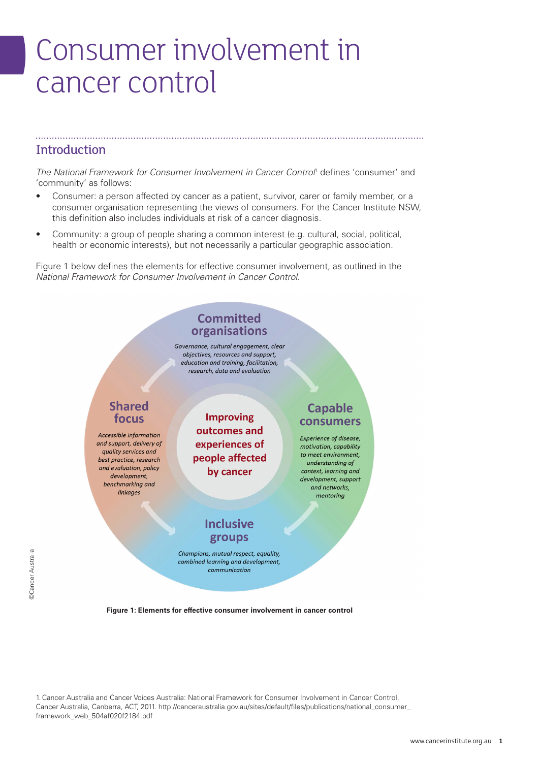# Consumer involvement in cancer control

## Introduction

*The National Framework for Consumer Involvement in Cancer Control*[1] defines 'consumer' and 'community' as follows:

- Consumer: a person affected by cancer as a patient, survivor, carer or family member, or a consumer organisation representing the views of consumers. For the Cancer Institute NSW, this definition also includes individuals at risk of a cancer diagnosis.
- Community: a group of people sharing a common interest (e.g. cultural, social, political, health or economic interests), but not necessarily a particular geographic association.

Figure 1 below defines the elements for effective consumer involvement, as outlined in the *National Framework for Consumer Involvement in Cancer Control.*

**Committed organisations**

*Governance, cultural engagement, clear objectives, resources and support, education and training, facilitation, research, data and evaluation*

**Shared focus**

*Accessible information and support, delivery of quality services and best practice, research and evaluation, policy development, benchmarking and linkages*

**Improving outcomes and experiences of people affected by cancer**

**Capable consumers**

*Experience of disease, motivation, capability to meet environment, understanding of context, learning and development, support and networks, mentoring*

**Inclusive groups**

*Champions, mutual respect, equality, combined learning and development, communication*

©Cancer Australia

**Figure 1: Elements for effective consumer involvement in cancer control**

1. Cancer Australia and Cancer Voices Australia: National Framework for Consumer Involvement in Cancer Control. Cancer Australia, Canberra, ACT, 2011. http://canceraustralia.gov.au/sites/default/files/publications/national_consumer_framework_web_504af020f2184.pdf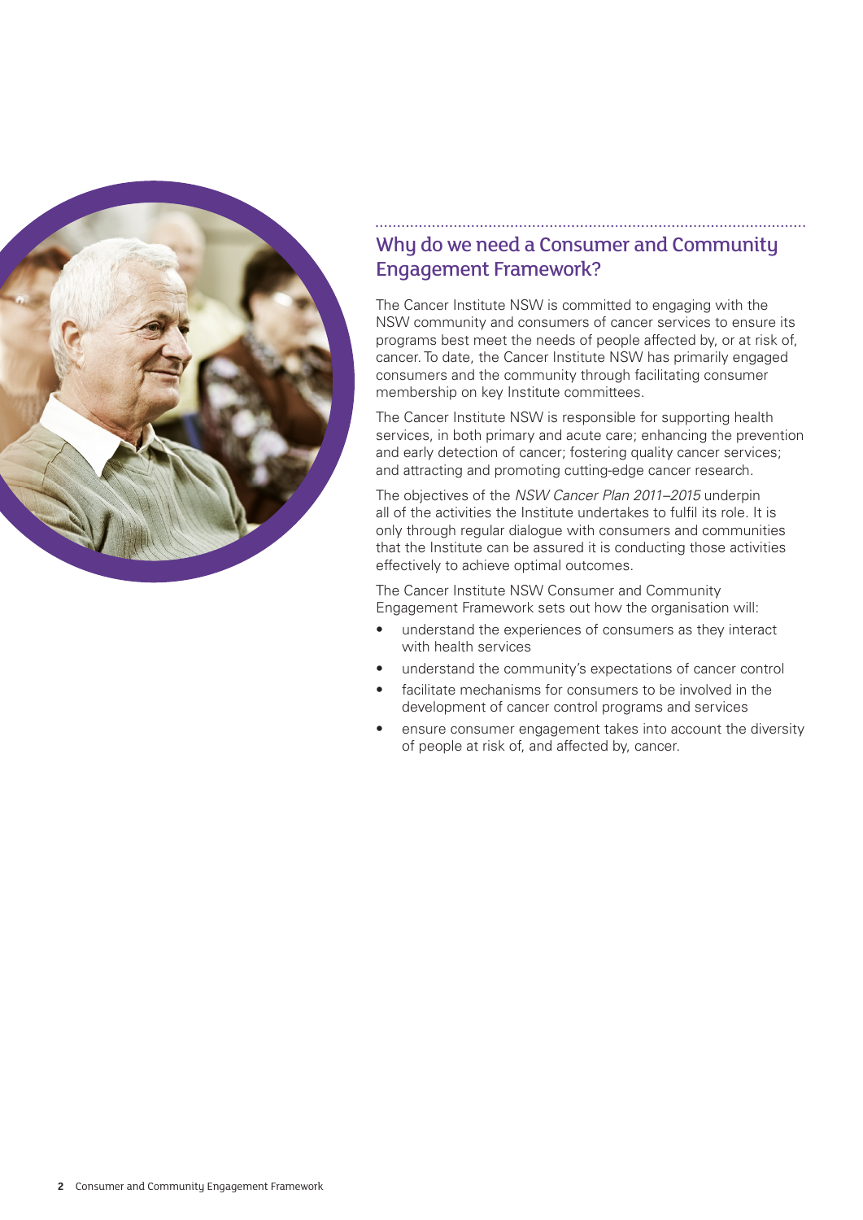## Why do we need a Consumer and Community Engagement Framework?

The Cancer Institute NSW is committed to engaging with the NSW community and consumers of cancer services to ensure its programs best meet the needs of people affected by, or at risk of, cancer. To date, the Cancer Institute NSW has primarily engaged consumers and the community through facilitating consumer membership on key Institute committees.

The Cancer Institute NSW is responsible for supporting health services, in both primary and acute care; enhancing the prevention and early detection of cancer; fostering quality cancer services; and attracting and promoting cutting-edge cancer research.

The objectives of the *NSW Cancer Plan 2011–2015* underpin all of the activities the Institute undertakes to fulfil its role. It is only through regular dialogue with consumers and communities that the Institute can be assured it is conducting those activities effectively to achieve optimal outcomes.

The Cancer Institute NSW Consumer and Community Engagement Framework sets out how the organisation will:

- understand the experiences of consumers as they interact with health services
- understand the community's expectations of cancer control
- facilitate mechanisms for consumers to be involved in the development of cancer control programs and services
- ensure consumer engagement takes into account the diversity of people at risk of, and affected by, cancer.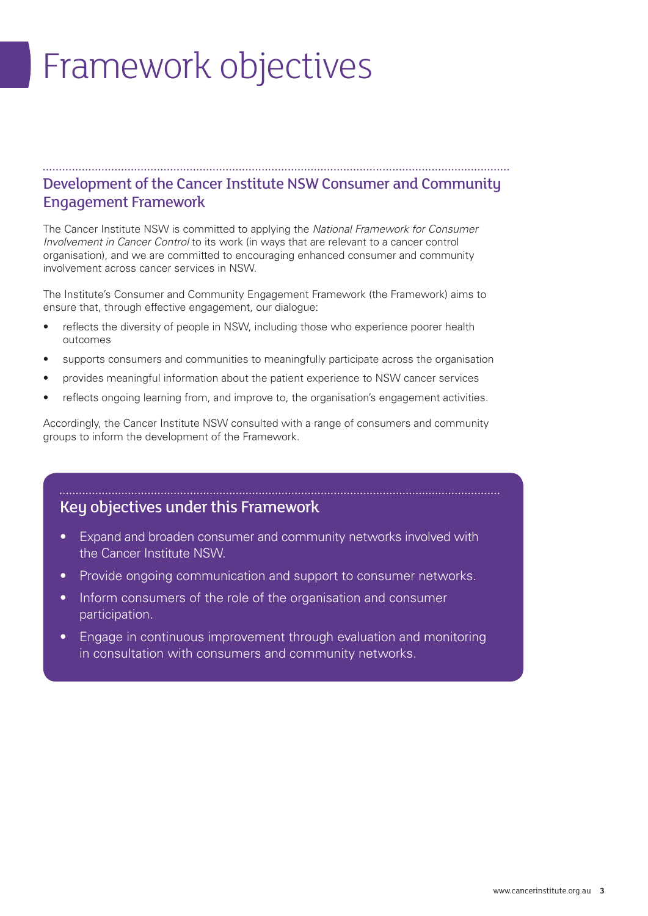# Framework objectives

## Development of the Cancer Institute NSW Consumer and Community Engagement Framework

The Cancer Institute NSW is committed to applying the *National Framework for Consumer Involvement in Cancer Control* to its work (in ways that are relevant to a cancer control organisation), and we are committed to encouraging enhanced consumer and community involvement across cancer services in NSW.

The Institute's Consumer and Community Engagement Framework (the Framework) aims to ensure that, through effective engagement, our dialogue:

- reflects the diversity of people in NSW, including those who experience poorer health outcomes
- supports consumers and communities to meaningfully participate across the organisation
- provides meaningful information about the patient experience to NSW cancer services
- reflects ongoing learning from, and improve to, the organisation's engagement activities.

Accordingly, the Cancer Institute NSW consulted with a range of consumers and community groups to inform the development of the Framework.

## Key objectives under this Framework

- Expand and broaden consumer and community networks involved with the Cancer Institute NSW.
- Provide ongoing communication and support to consumer networks.
- Inform consumers of the role of the organisation and consumer participation.
- Engage in continuous improvement through evaluation and monitoring in consultation with consumers and community networks.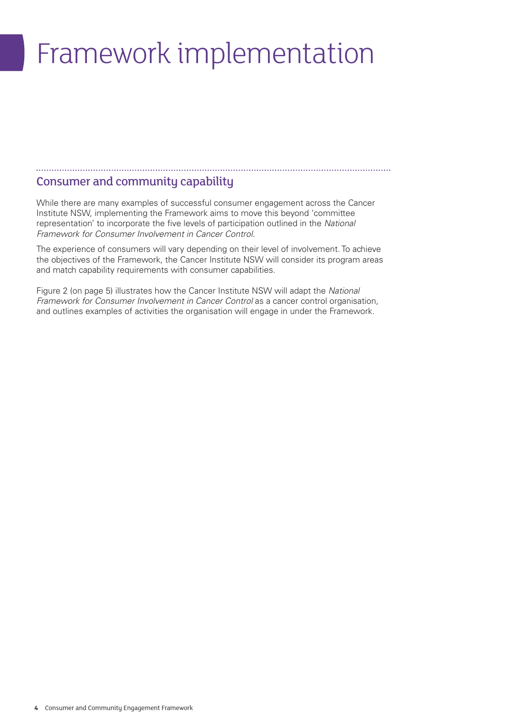# Framework implementation

## Consumer and community capability

While there are many examples of successful consumer engagement across the Cancer Institute NSW, implementing the Framework aims to move this beyond 'committee representation' to incorporate the five levels of participation outlined in the *National Framework for Consumer Involvement in Cancer Control*.

The experience of consumers will vary depending on their level of involvement. To achieve the objectives of the Framework, the Cancer Institute NSW will consider its program areas and match capability requirements with consumer capabilities.

Figure 2 (on page 5) illustrates how the Cancer Institute NSW will adapt the *National Framework for Consumer Involvement in Cancer Control* as a cancer control organisation, and outlines examples of activities the organisation will engage in under the Framework.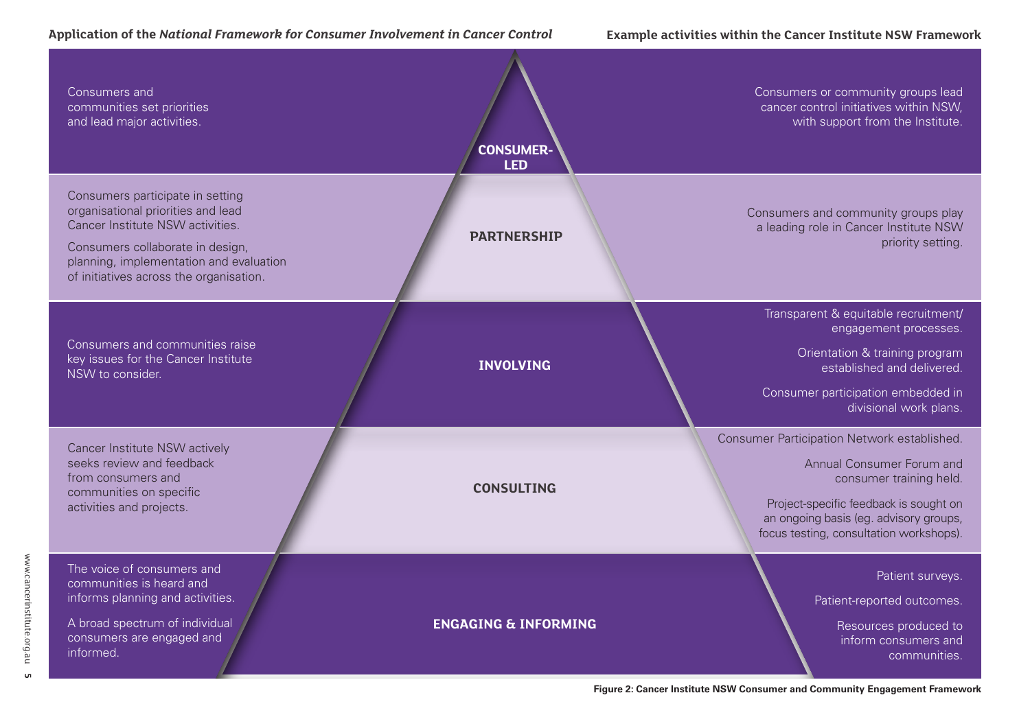| Application of the *National Framework for Consumer Involvement in Cancer Control* | Level | Example activities within the Cancer Institute NSW Framework |
|---|---|---|
| Consumers and communities set priorities and lead major activities. | **CONSUMER-LED** | Consumers or community groups lead cancer control initiatives within NSW, with support from the Institute. |
| Consumers participate in setting organisational priorities and lead Cancer Institute NSW activities. Consumers collaborate in design, planning, implementation and evaluation of initiatives across the organisation. | **PARTNERSHIP** | Consumers and community groups play a leading role in Cancer Institute NSW priority setting. |
| Consumers and communities raise key issues for the Cancer Institute NSW to consider. | **INVOLVING** | Transparent & equitable recruitment/ engagement processes. Orientation & training program established and delivered. Consumer participation embedded in divisional work plans. |
| Cancer Institute NSW actively seeks review and feedback from consumers and communities on specific activities and projects. | **CONSULTING** | Consumer Participation Network established. Annual Consumer Forum and consumer training held. Project-specific feedback is sought on an ongoing basis (eg. advisory groups, focus testing, consultation workshops). |
| The voice of consumers and communities is heard and informs planning and activities. A broad spectrum of individual consumers are engaged and informed. | **ENGAGING & INFORMING** | Patient surveys. Patient-reported outcomes. Resources produced to inform consumers and communities. |

**Figure 2: Cancer Institute NSW Consumer and Community Engagement Framework**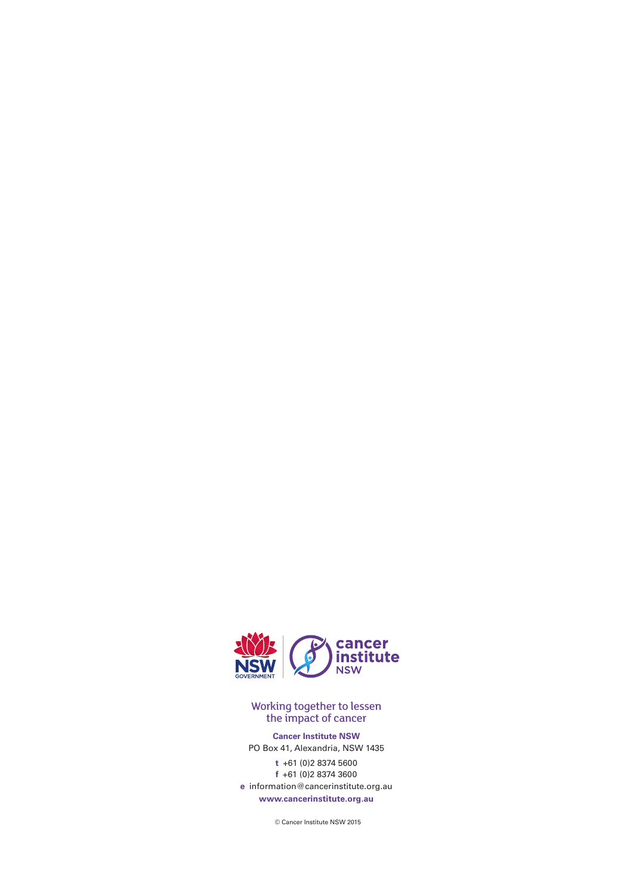Working together to lessen the impact of cancer

**Cancer Institute NSW**
PO Box 41, Alexandria, NSW 1435

**t** +61 (0)2 8374 5600
**f** +61 (0)2 8374 3600
**e** information@cancerinstitute.org.au
**www.cancerinstitute.org.au**

© Cancer Institute NSW 2015